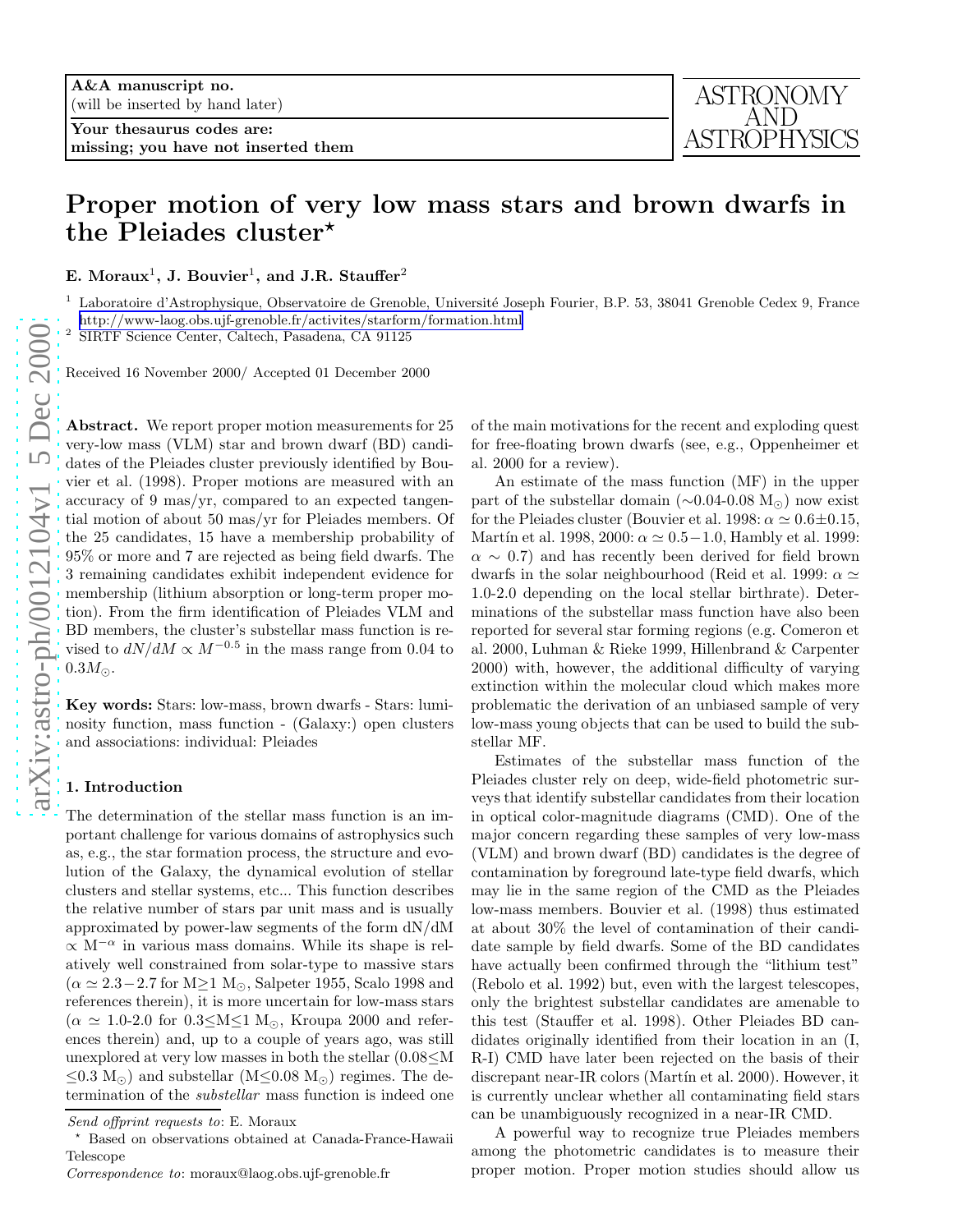A&A manuscript no.
(will be inserted by hand later)

**Your thesaurus codes are:**
**missing; you have not inserted them**

# Proper motion of very low mass stars and brown dwarfs in the Pleiades cluster*

**E. Moraux[1], J. Bouvier[1], and J.R. Stauffer[2]**

[1] Laboratoire d'Astrophysique, Observatoire de Grenoble, Université Joseph Fourier, B.P. 53, 38041 Grenoble Cedex 9, France http://www-laog.obs.ujf-grenoble.fr/activites/starform/formation.html
[2] SIRTF Science Center, Caltech, Pasadena, CA 91125

Received 16 November 2000/ Accepted 01 December 2000

**Abstract.** We report proper motion measurements for 25 very-low mass (VLM) star and brown dwarf (BD) candidates of the Pleiades cluster previously identified by Bouvier et al. (1998). Proper motions are measured with an accuracy of 9 mas/yr, compared to an expected tangential motion of about 50 mas/yr for Pleiades members. Of the 25 candidates, 15 have a membership probability of 95% or more and 7 are rejected as being field dwarfs. The 3 remaining candidates exhibit independent evidence for membership (lithium absorption or long-term proper motion). From the firm identification of Pleiades VLM and BD members, the cluster's substellar mass function is revised to $dN/dM \propto M^{-0.5}$ in the mass range from 0.04 to $0.3 M_{\odot}$.

**Key words:** Stars: low-mass, brown dwarfs - Stars: luminosity function, mass function - (Galaxy:) open clusters and associations: individual: Pleiades

## 1. Introduction

The determination of the stellar mass function is an important challenge for various domains of astrophysics such as, e.g., the star formation process, the structure and evolution of the Galaxy, the dynamical evolution of stellar clusters and stellar systems, etc... This function describes the relative number of stars par unit mass and is usually approximated by power-law segments of the form dN/dM $\propto$ M$^{-\alpha}$ in various mass domains. While its shape is relatively well constrained from solar-type to massive stars ($\alpha \simeq 2.3-2.7$ for M$\geq$1 M$_{\odot}$, Salpeter 1955, Scalo 1998 and references therein), it is more uncertain for low-mass stars ($\alpha \simeq$ 1.0-2.0 for 0.3$\leq$M$\leq$1 M$_{\odot}$, Kroupa 2000 and references therein) and, up to a couple of years ago, was still unexplored at very low masses in both the stellar (0.08$\leq$M $\leq$0.3 M$_{\odot}$) and substellar (M$\leq$0.08 M$_{\odot}$) regimes. The determination of the *substellar* mass function is indeed one of the main motivations for the recent and exploding quest for free-floating brown dwarfs (see, e.g., Oppenheimer et al. 2000 for a review).

An estimate of the mass function (MF) in the upper part of the substellar domain (~0.04-0.08 M$_{\odot}$) now exist for the Pleiades cluster (Bouvier et al. 1998: $\alpha \simeq 0.6\pm0.15$, Martín et al. 1998, 2000: $\alpha \simeq 0.5-1.0$, Hambly et al. 1999: $\alpha \sim 0.7$) and has recently been derived for field brown dwarfs in the solar neighbourhood (Reid et al. 1999: $\alpha \simeq$ 1.0-2.0 depending on the local stellar birthrate). Determinations of the substellar mass function have also been reported for several star forming regions (e.g. Comeron et al. 2000, Luhman & Rieke 1999, Hillenbrand & Carpenter 2000) with, however, the additional difficulty of varying extinction within the molecular cloud which makes more problematic the derivation of an unbiased sample of very low-mass young objects that can be used to build the substellar MF.

Estimates of the substellar mass function of the Pleiades cluster rely on deep, wide-field photometric surveys that identify substellar candidates from their location in optical color-magnitude diagrams (CMD). One of the major concern regarding these samples of very low-mass (VLM) and brown dwarf (BD) candidates is the degree of contamination by foreground late-type field dwarfs, which may lie in the same region of the CMD as the Pleiades low-mass members. Bouvier et al. (1998) thus estimated at about 30% the level of contamination of their candidate sample by field dwarfs. Some of the BD candidates have actually been confirmed through the "lithium test" (Rebolo et al. 1992) but, even with the largest telescopes, only the brightest substellar candidates are amenable to this test (Stauffer et al. 1998). Other Pleiades BD candidates originally identified from their location in an (I, R-I) CMD have later been rejected on the basis of their discrepant near-IR colors (Martín et al. 2000). However, it is currently unclear whether all contaminating field stars can be unambiguously recognized in a near-IR CMD.

A powerful way to recognize true Pleiades members among the photometric candidates is to measure their proper motion. Proper motion studies should allow us

---

*Send offprint requests to*: E. Moraux

* Based on observations obtained at Canada-France-Hawaii Telescope

*Correspondence to*: moraux@laog.obs.ujf-grenoble.fr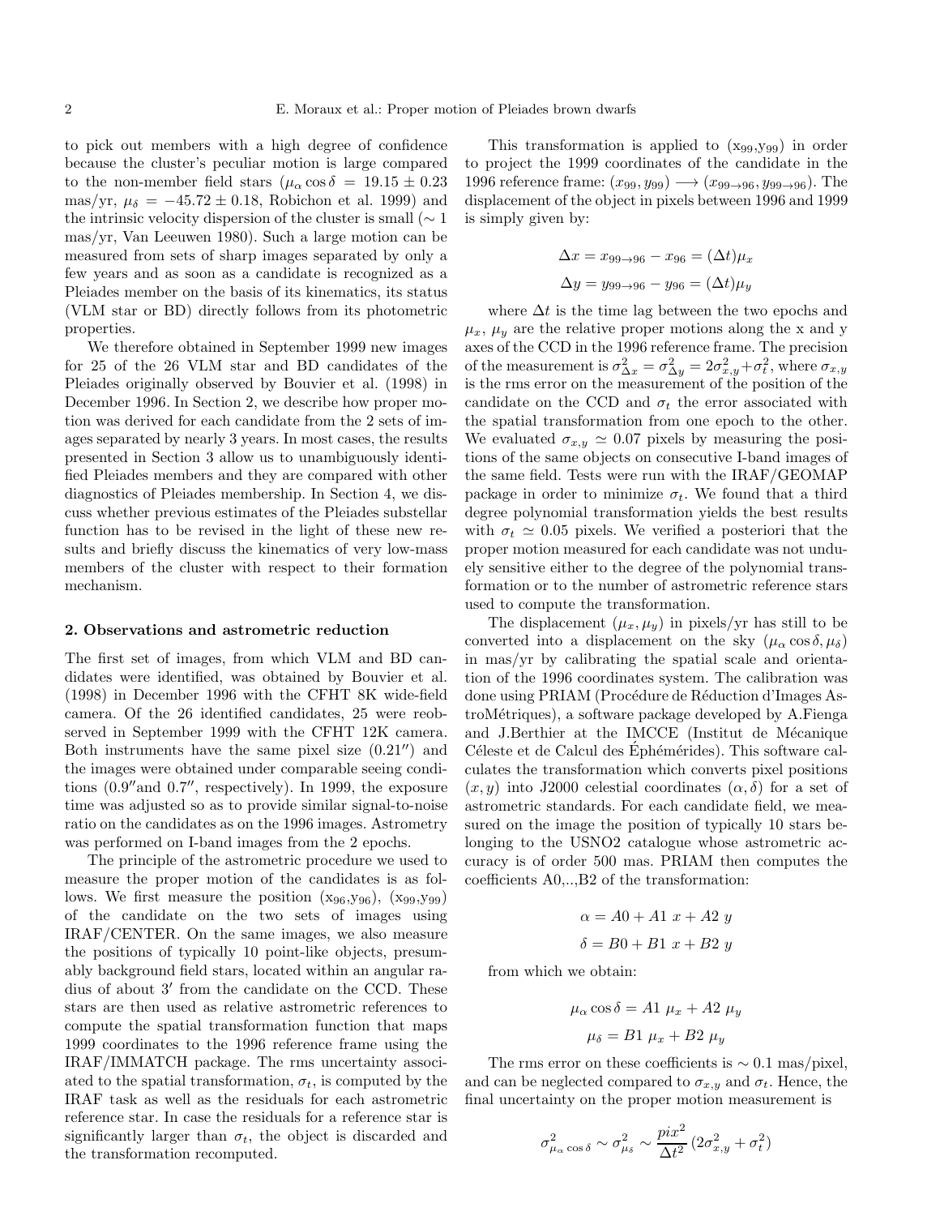to pick out members with a high degree of confidence because the cluster's peculiar motion is large compared to the non-member field stars ($\mu_\alpha \cos\delta = 19.15 \pm 0.23$ mas/yr, $\mu_\delta = -45.72 \pm 0.18$, Robichon et al. 1999) and the intrinsic velocity dispersion of the cluster is small ($\sim 1$ mas/yr, Van Leeuwen 1980). Such a large motion can be measured from sets of sharp images separated by only a few years and as soon as a candidate is recognized as a Pleiades member on the basis of its kinematics, its status (VLM star or BD) directly follows from its photometric properties.

We therefore obtained in September 1999 new images for 25 of the 26 VLM star and BD candidates of the Pleiades originally observed by Bouvier et al. (1998) in December 1996. In Section 2, we describe how proper motion was derived for each candidate from the 2 sets of images separated by nearly 3 years. In most cases, the results presented in Section 3 allow us to unambiguously identified Pleiades members and they are compared with other diagnostics of Pleiades membership. In Section 4, we discuss whether previous estimates of the Pleiades substellar function has to be revised in the light of these new results and briefly discuss the kinematics of very low-mass members of the cluster with respect to their formation mechanism.

## 2. Observations and astrometric reduction

The first set of images, from which VLM and BD candidates were identified, was obtained by Bouvier et al. (1998) in December 1996 with the CFHT 8K wide-field camera. Of the 26 identified candidates, 25 were reobserved in September 1999 with the CFHT 12K camera. Both instruments have the same pixel size ($0.21''$) and the images were obtained under comparable seeing conditions ($0.9''$and $0.7''$, respectively). In 1999, the exposure time was adjusted so as to provide similar signal-to-noise ratio on the candidates as on the 1996 images. Astrometry was performed on I-band images from the 2 epochs.

The principle of the astrometric procedure we used to measure the proper motion of the candidates is as follows. We first measure the position ($x_{96}$,$y_{96}$), ($x_{99}$,$y_{99}$) of the candidate on the two sets of images using IRAF/CENTER. On the same images, we also measure the positions of typically 10 point-like objects, presumably background field stars, located within an angular radius of about $3'$ from the candidate on the CCD. These stars are then used as relative astrometric references to compute the spatial transformation function that maps 1999 coordinates to the 1996 reference frame using the IRAF/IMMATCH package. The rms uncertainty associated to the spatial transformation, $\sigma_t$, is computed by the IRAF task as well as the residuals for each astrometric reference star. In case the residuals for a reference star is significantly larger than $\sigma_t$, the object is discarded and the transformation recomputed.

This transformation is applied to ($x_{99}$,$y_{99}$) in order to project the 1999 coordinates of the candidate in the 1996 reference frame: $(x_{99}, y_{99}) \longrightarrow (x_{99\rightarrow96}, y_{99\rightarrow96})$. The displacement of the object in pixels between 1996 and 1999 is simply given by:

$$\Delta x = x_{99\rightarrow96} - x_{96} = (\Delta t)\mu_x$$

$$\Delta y = y_{99\rightarrow96} - y_{96} = (\Delta t)\mu_y$$

where $\Delta t$ is the time lag between the two epochs and $\mu_x$, $\mu_y$ are the relative proper motions along the x and y axes of the CCD in the 1996 reference frame. The precision of the measurement is $\sigma^2_{\Delta x} = \sigma^2_{\Delta y} = 2\sigma^2_{x,y} + \sigma^2_t$, where $\sigma_{x,y}$ is the rms error on the measurement of the position of the candidate on the CCD and $\sigma_t$ the error associated with the spatial transformation from one epoch to the other. We evaluated $\sigma_{x,y} \simeq 0.07$ pixels by measuring the positions of the same objects on consecutive I-band images of the same field. Tests were run with the IRAF/GEOMAP package in order to minimize $\sigma_t$. We found that a third degree polynomial transformation yields the best results with $\sigma_t \simeq 0.05$ pixels. We verified a posteriori that the proper motion measured for each candidate was not unduely sensitive either to the degree of the polynomial transformation or to the number of astrometric reference stars used to compute the transformation.

The displacement ($\mu_x, \mu_y$) in pixels/yr has still to be converted into a displacement on the sky ($\mu_\alpha \cos\delta, \mu_\delta$) in mas/yr by calibrating the spatial scale and orientation of the 1996 coordinates system. The calibration was done using PRIAM (Procédure de Réduction d'Images AstroMétriques), a software package developed by A.Fienga and J.Berthier at the IMCCE (Institut de Mécanique Céleste et de Calcul des Éphémérides). This software calculates the transformation which converts pixel positions $(x, y)$ into J2000 celestial coordinates $(\alpha, \delta)$ for a set of astrometric standards. For each candidate field, we measured on the image the position of typically 10 stars belonging to the USNO2 catalogue whose astrometric accuracy is of order 500 mas. PRIAM then computes the coefficients A0,..,B2 of the transformation:

$$\alpha = A0 + A1\ x + A2\ y$$

$$\delta = B0 + B1\ x + B2\ y$$

from which we obtain:

$$\mu_\alpha \cos\delta = A1\ \mu_x + A2\ \mu_y$$

$$\mu_\delta = B1\ \mu_x + B2\ \mu_y$$

The rms error on these coefficients is $\sim 0.1$ mas/pixel, and can be neglected compared to $\sigma_{x,y}$ and $\sigma_t$. Hence, the final uncertainty on the proper motion measurement is

$$\sigma^2_{\mu_\alpha \cos\delta} \sim \sigma^2_{\mu_\delta} \sim \frac{pix^2}{\Delta t^2}\,(2\sigma^2_{x,y} + \sigma^2_t)$$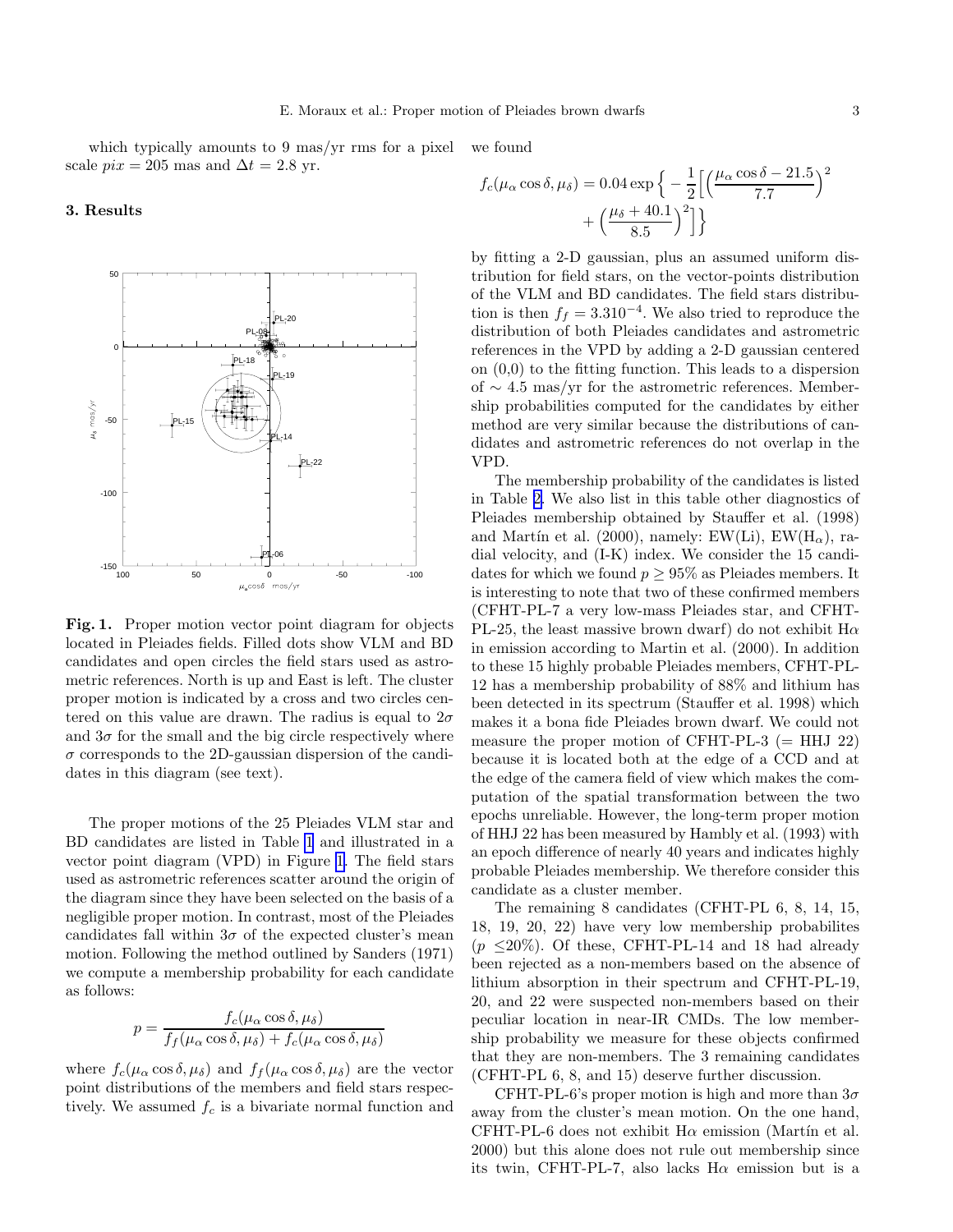which typically amounts to 9 mas/yr rms for a pixel scale $pix = 205$ mas and $\Delta t = 2.8$ yr.

## 3. Results

**Fig. 1.** Proper motion vector point diagram for objects located in Pleiades fields. Filled dots show VLM and BD candidates and open circles the field stars used as astrometric references. North is up and East is left. The cluster proper motion is indicated by a cross and two circles centered on this value are drawn. The radius is equal to $2\sigma$ and $3\sigma$ for the small and the big circle respectively where $\sigma$ corresponds to the 2D-gaussian dispersion of the candidates in this diagram (see text).

The proper motions of the 25 Pleiades VLM star and BD candidates are listed in Table 1 and illustrated in a vector point diagram (VPD) in Figure 1. The field stars used as astrometric references scatter around the origin of the diagram since they have been selected on the basis of a negligible proper motion. In contrast, most of the Pleiades candidates fall within $3\sigma$ of the expected cluster's mean motion. Following the method outlined by Sanders (1971) we compute a membership probability for each candidate as follows:

$$p = \frac{f_c(\mu_\alpha \cos\delta, \mu_\delta)}{f_f(\mu_\alpha \cos\delta, \mu_\delta) + f_c(\mu_\alpha \cos\delta, \mu_\delta)}$$

where $f_c(\mu_\alpha \cos\delta, \mu_\delta)$ and $f_f(\mu_\alpha \cos\delta, \mu_\delta)$ are the vector point distributions of the members and field stars respectively. We assumed $f_c$ is a bivariate normal function and we found

$$f_c(\mu_\alpha \cos\delta, \mu_\delta) = 0.04 \exp\Big\{ -\frac{1}{2}\Big[\Big(\frac{\mu_\alpha \cos\delta - 21.5}{7.7}\Big)^2 + \Big(\frac{\mu_\delta + 40.1}{8.5}\Big)^2\Big]\Big\}$$

by fitting a 2-D gaussian, plus an assumed uniform distribution for field stars, on the vector-points distribution of the VLM and BD candidates. The field stars distribution is then $f_f = 3.310^{-4}$. We also tried to reproduce the distribution of both Pleiades candidates and astrometric references in the VPD by adding a 2-D gaussian centered on (0,0) to the fitting function. This leads to a dispersion of $\sim 4.5$ mas/yr for the astrometric references. Membership probabilities computed for the candidates by either method are very similar because the distributions of candidates and astrometric references do not overlap in the VPD.

The membership probability of the candidates is listed in Table 2. We also list in this table other diagnostics of Pleiades membership obtained by Stauffer et al. (1998) and Martín et al. (2000), namely: EW(Li), EW(H$_\alpha$), radial velocity, and (I-K) index. We consider the 15 candidates for which we found $p \geq 95\%$ as Pleiades members. It is interesting to note that two of these confirmed members (CFHT-PL-7 a very low-mass Pleiades star, and CFHT-PL-25, the least massive brown dwarf) do not exhibit H$\alpha$ in emission according to Martin et al. (2000). In addition to these 15 highly probable Pleiades members, CFHT-PL-12 has a membership probability of 88% and lithium has been detected in its spectrum (Stauffer et al. 1998) which makes it a bona fide Pleiades brown dwarf. We could not measure the proper motion of CFHT-PL-3 (= HHJ 22) because it is located both at the edge of a CCD and at the edge of the camera field of view which makes the computation of the spatial transformation between the two epochs unreliable. However, the long-term proper motion of HHJ 22 has been measured by Hambly et al. (1993) with an epoch difference of nearly 40 years and indicates highly probable Pleiades membership. We therefore consider this candidate as a cluster member.

The remaining 8 candidates (CFHT-PL 6, 8, 14, 15, 18, 19, 20, 22) have very low membership probabilites ($p \leq 20\%$). Of these, CFHT-PL-14 and 18 had already been rejected as a non-members based on the absence of lithium absorption in their spectrum and CFHT-PL-19, 20, and 22 were suspected non-members based on their peculiar location in near-IR CMDs. The low membership probability we measure for these objects confirmed that they are non-members. The 3 remaining candidates (CFHT-PL 6, 8, and 15) deserve further discussion.

CFHT-PL-6's proper motion is high and more than $3\sigma$ away from the cluster's mean motion. On the one hand, CFHT-PL-6 does not exhibit H$\alpha$ emission (Martín et al. 2000) but this alone does not rule out membership since its twin, CFHT-PL-7, also lacks H$\alpha$ emission but is a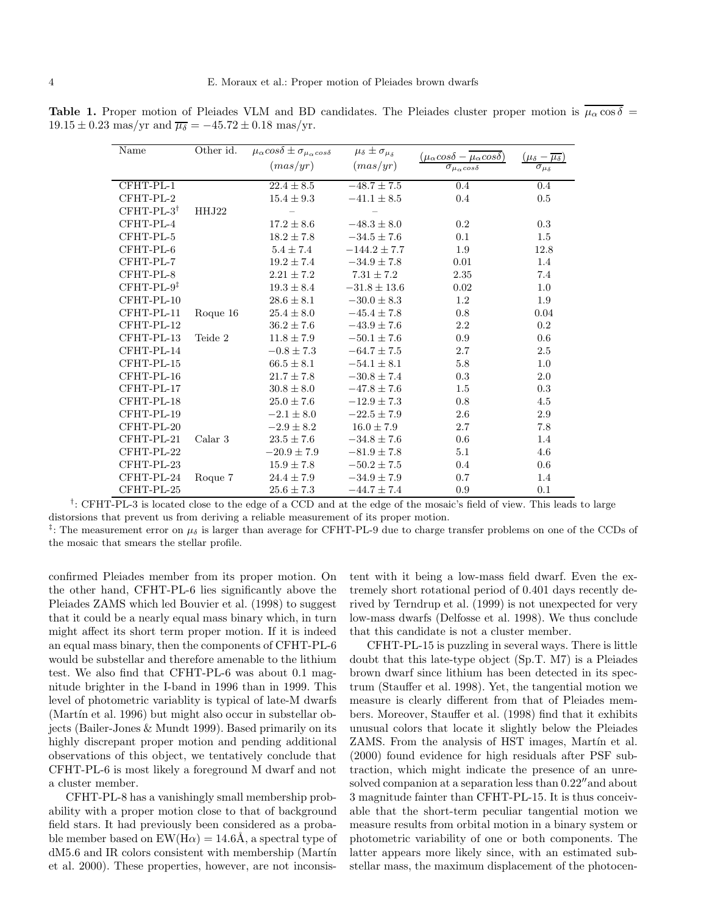**Table 1.** Proper motion of Pleiades VLM and BD candidates. The Pleiades cluster proper motion is $\overline{\mu_\alpha \cos\delta} = 19.15 \pm 0.23$ mas/yr and $\overline{\mu_\delta} = -45.72 \pm 0.18$ mas/yr.

| Name | Other id. | $\mu_\alpha cos\delta \pm \sigma_{\mu_\alpha cos\delta}$ $(mas/yr)$ | $\mu_\delta \pm \sigma_{\mu_\delta}$ $(mas/yr)$ | $\frac{(\mu_\alpha cos\delta - \overline{\mu_\alpha cos\delta})}{\sigma_{\mu_\alpha cos\delta}}$ | $\frac{(\mu_\delta - \overline{\mu_\delta})}{\sigma_{\mu_\delta}}$ |
|---|---|---|---|---|---|
| CFHT-PL-1 | | $22.4 \pm 8.5$ | $-48.7 \pm 7.5$ | 0.4 | 0.4 |
| CFHT-PL-2 | | $15.4 \pm 9.3$ | $-41.1 \pm 8.5$ | 0.4 | 0.5 |
| CFHT-PL-3† | HHJ22 | – | – | | |
| CFHT-PL-4 | | $17.2 \pm 8.6$ | $-48.3 \pm 8.0$ | 0.2 | 0.3 |
| CFHT-PL-5 | | $18.2 \pm 7.8$ | $-34.5 \pm 7.6$ | 0.1 | 1.5 |
| CFHT-PL-6 | | $5.4 \pm 7.4$ | $-144.2 \pm 7.7$ | 1.9 | 12.8 |
| CFHT-PL-7 | | $19.2 \pm 7.4$ | $-34.9 \pm 7.8$ | 0.01 | 1.4 |
| CFHT-PL-8 | | $2.21 \pm 7.2$ | $7.31 \pm 7.2$ | 2.35 | 7.4 |
| CFHT-PL-9‡ | | $19.3 \pm 8.4$ | $-31.8 \pm 13.6$ | 0.02 | 1.0 |
| CFHT-PL-10 | | $28.6 \pm 8.1$ | $-30.0 \pm 8.3$ | 1.2 | 1.9 |
| CFHT-PL-11 | Roque 16 | $25.4 \pm 8.0$ | $-45.4 \pm 7.8$ | 0.8 | 0.04 |
| CFHT-PL-12 | | $36.2 \pm 7.6$ | $-43.9 \pm 7.6$ | 2.2 | 0.2 |
| CFHT-PL-13 | Teide 2 | $11.8 \pm 7.9$ | $-50.1 \pm 7.6$ | 0.9 | 0.6 |
| CFHT-PL-14 | | $-0.8 \pm 7.3$ | $-64.7 \pm 7.5$ | 2.7 | 2.5 |
| CFHT-PL-15 | | $66.5 \pm 8.1$ | $-54.1 \pm 8.1$ | 5.8 | 1.0 |
| CFHT-PL-16 | | $21.7 \pm 7.8$ | $-30.8 \pm 7.4$ | 0.3 | 2.0 |
| CFHT-PL-17 | | $30.8 \pm 8.0$ | $-47.8 \pm 7.6$ | 1.5 | 0.3 |
| CFHT-PL-18 | | $25.0 \pm 7.6$ | $-12.9 \pm 7.3$ | 0.8 | 4.5 |
| CFHT-PL-19 | | $-2.1 \pm 8.0$ | $-22.5 \pm 7.9$ | 2.6 | 2.9 |
| CFHT-PL-20 | | $-2.9 \pm 8.2$ | $16.0 \pm 7.9$ | 2.7 | 7.8 |
| CFHT-PL-21 | Calar 3 | $23.5 \pm 7.6$ | $-34.8 \pm 7.6$ | 0.6 | 1.4 |
| CFHT-PL-22 | | $-20.9 \pm 7.9$ | $-81.9 \pm 7.8$ | 5.1 | 4.6 |
| CFHT-PL-23 | | $15.9 \pm 7.8$ | $-50.2 \pm 7.5$ | 0.4 | 0.6 |
| CFHT-PL-24 | Roque 7 | $24.4 \pm 7.9$ | $-34.9 \pm 7.9$ | 0.7 | 1.4 |
| CFHT-PL-25 | | $25.6 \pm 7.3$ | $-44.7 \pm 7.4$ | 0.9 | 0.1 |

†: CFHT-PL-3 is located close to the edge of a CCD and at the edge of the mosaic's field of view. This leads to large distorsions that prevent us from deriving a reliable measurement of its proper motion.

‡: The measurement error on $\mu_\delta$ is larger than average for CFHT-PL-9 due to charge transfer problems on one of the CCDs of the mosaic that smears the stellar profile.

confirmed Pleiades member from its proper motion. On the other hand, CFHT-PL-6 lies significantly above the Pleiades ZAMS which led Bouvier et al. (1998) to suggest that it could be a nearly equal mass binary which, in turn might affect its short term proper motion. If it is indeed an equal mass binary, then the components of CFHT-PL-6 would be substellar and therefore amenable to the lithium test. We also find that CFHT-PL-6 was about 0.1 magnitude brighter in the I-band in 1996 than in 1999. This level of photometric variablity is typical of late-M dwarfs (Martín et al. 1996) but might also occur in substellar objects (Bailer-Jones & Mundt 1999). Based primarily on its highly discrepant proper motion and pending additional observations of this object, we tentatively conclude that CFHT-PL-6 is most likely a foreground M dwarf and not a cluster member.

CFHT-PL-8 has a vanishingly small membership probability with a proper motion close to that of background field stars. It had previously been considered as a probable member based on EW(Hα) = 14.6Å, a spectral type of dM5.6 and IR colors consistent with membership (Martín et al. 2000). These properties, however, are not inconsistent with it being a low-mass field dwarf. Even the extremely short rotational period of 0.401 days recently derived by Terndrup et al. (1999) is not unexpected for very low-mass dwarfs (Delfosse et al. 1998). We thus conclude that this candidate is not a cluster member.

CFHT-PL-15 is puzzling in several ways. There is little doubt that this late-type object (Sp.T. M7) is a Pleiades brown dwarf since lithium has been detected in its spectrum (Stauffer et al. 1998). Yet, the tangential motion we measure is clearly different from that of Pleiades members. Moreover, Stauffer et al. (1998) find that it exhibits unusual colors that locate it slightly below the Pleiades ZAMS. From the analysis of HST images, Martín et al. (2000) found evidence for high residuals after PSF subtraction, which might indicate the presence of an unresolved companion at a separation less than 0.22″and about 3 magnitude fainter than CFHT-PL-15. It is thus conceivable that the short-term peculiar tangential motion we measure results from orbital motion in a binary system or photometric variability of one or both components. The latter appears more likely since, with an estimated substellar mass, the maximum displacement of the photocen-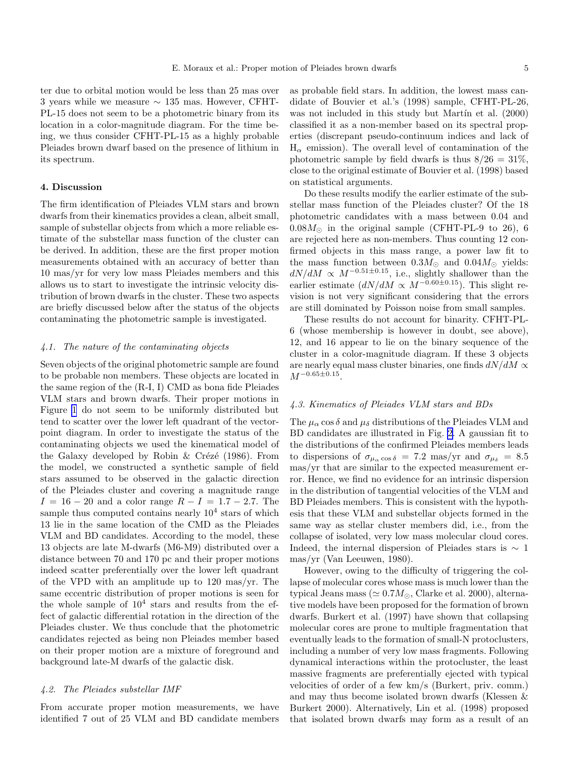ter due to orbital motion would be less than 25 mas over 3 years while we measure $\sim$ 135 mas. However, CFHT-PL-15 does not seem to be a photometric binary from its location in a color-magnitude diagram. For the time being, we thus consider CFHT-PL-15 as a highly probable Pleiades brown dwarf based on the presence of lithium in its spectrum.

## 4. Discussion

The firm identification of Pleiades VLM stars and brown dwarfs from their kinematics provides a clean, albeit small, sample of substellar objects from which a more reliable estimate of the substellar mass function of the cluster can be derived. In addition, these are the first proper motion measurements obtained with an accuracy of better than 10 mas/yr for very low mass Pleiades members and this allows us to start to investigate the intrinsic velocity distribution of brown dwarfs in the cluster. These two aspects are briefly discussed below after the status of the objects contaminating the photometric sample is investigated.

### *4.1. The nature of the contaminating objects*

Seven objects of the original photometric sample are found to be probable non members. These objects are located in the same region of the (R-I, I) CMD as bona fide Pleiades VLM stars and brown dwarfs. Their proper motions in Figure 1 do not seem to be uniformly distributed but tend to scatter over the lower left quadrant of the vector-point diagram. In order to investigate the status of the contaminating objects we used the kinematical model of the Galaxy developed by Robin & Crézé (1986). From the model, we constructed a synthetic sample of field stars assumed to be observed in the galactic direction of the Pleiades cluster and covering a magnitude range $I = 16 - 20$ and a color range $R - I = 1.7 - 2.7$. The sample thus computed contains nearly $10^4$ stars of which 13 lie in the same location of the CMD as the Pleiades VLM and BD candidates. According to the model, these 13 objects are late M-dwarfs (M6-M9) distributed over a distance between 70 and 170 pc and their proper motions indeed scatter preferentially over the lower left quadrant of the VPD with an amplitude up to 120 mas/yr. The same eccentric distribution of proper motions is seen for the whole sample of $10^4$ stars and results from the effect of galactic differential rotation in the direction of the Pleiades cluster. We thus conclude that the photometric candidates rejected as being non Pleiades member based on their proper motion are a mixture of foreground and background late-M dwarfs of the galactic disk.

### *4.2. The Pleiades substellar IMF*

From accurate proper motion measurements, we have identified 7 out of 25 VLM and BD candidate members as probable field stars. In addition, the lowest mass candidate of Bouvier et al.'s (1998) sample, CFHT-PL-26, was not included in this study but Martín et al. (2000) classified it as a non-member based on its spectral properties (discrepant pseudo-continuum indices and lack of $H_{\alpha}$ emission). The overall level of contamination of the photometric sample by field dwarfs is thus $8/26 = 31\%$, close to the original estimate of Bouvier et al. (1998) based on statistical arguments.

Do these results modify the earlier estimate of the substellar mass function of the Pleiades cluster? Of the 18 photometric candidates with a mass between 0.04 and $0.08M_{\odot}$ in the original sample (CFHT-PL-9 to 26), 6 are rejected here as non-members. Thus counting 12 confirmed objects in this mass range, a power law fit to the mass function between $0.3M_{\odot}$ and $0.04M_{\odot}$ yields: $dN/dM \propto M^{-0.51\pm0.15}$, i.e., slightly shallower than the earlier estimate ($dN/dM \propto M^{-0.60\pm0.15}$). This slight revision is not very significant considering that the errors are still dominated by Poisson noise from small samples.

These results do not account for binarity. CFHT-PL-6 (whose membership is however in doubt, see above), 12, and 16 appear to lie on the binary sequence of the cluster in a color-magnitude diagram. If these 3 objects are nearly equal mass cluster binaries, one finds $dN/dM \propto M^{-0.65\pm0.15}$.

### *4.3. Kinematics of Pleiades VLM stars and BDs*

The $\mu_{\alpha}\cos\delta$ and $\mu_{\delta}$ distributions of the Pleiades VLM and BD candidates are illustrated in Fig. 2. A gaussian fit to the distributions of the confirmed Pleiades members leads to dispersions of $\sigma_{\mu_{\alpha}\cos\delta} = 7.2$ mas/yr and $\sigma_{\mu_{\delta}} = 8.5$ mas/yr that are similar to the expected measurement error. Hence, we find no evidence for an intrinsic dispersion in the distribution of tangential velocities of the VLM and BD Pleiades members. This is consistent with the hypothesis that these VLM and substellar objects formed in the same way as stellar cluster members did, i.e., from the collapse of isolated, very low mass molecular cloud cores. Indeed, the internal dispersion of Pleiades stars is $\sim$ 1 mas/yr (Van Leeuwen, 1980).

However, owing to the difficulty of triggering the collapse of molecular cores whose mass is much lower than the typical Jeans mass ($\simeq 0.7M_{\odot}$, Clarke et al. 2000), alternative models have been proposed for the formation of brown dwarfs. Burkert et al. (1997) have shown that collapsing molecular cores are prone to multiple fragmentation that eventually leads to the formation of small-N protoclusters, including a number of very low mass fragments. Following dynamical interactions within the protocluster, the least massive fragments are preferentially ejected with typical velocities of order of a few km/s (Burkert, priv. comm.) and may thus become isolated brown dwarfs (Klessen & Burkert 2000). Alternatively, Lin et al. (1998) proposed that isolated brown dwarfs may form as a result of an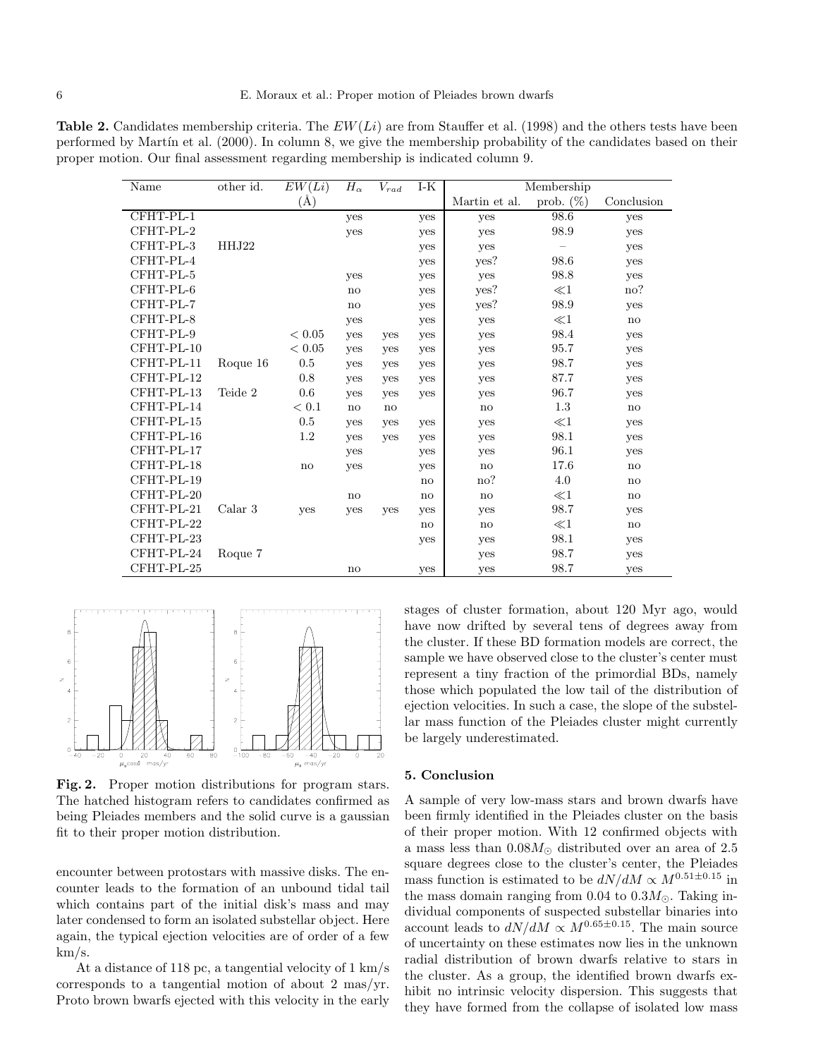**Table 2.** Candidates membership criteria. The $EW(Li)$ are from Stauffer et al. (1998) and the others tests have been performed by Martín et al. (2000). In column 8, we give the membership probability of the candidates based on their proper motion. Our final assessment regarding membership is indicated column 9.

| Name | other id. | $EW(Li)$ (Å) | $H_\alpha$ | $V_{rad}$ | I-K | Membership | | |
|---|---|---|---|---|---|---|---|---|
| | | | | | | Martin et al. | prob. (%) | Conclusion |
| CFHT-PL-1 | | | yes | | yes | yes | 98.6 | yes |
| CFHT-PL-2 | | | yes | | yes | yes | 98.9 | yes |
| CFHT-PL-3 | HHJ22 | | | | yes | yes | – | yes |
| CFHT-PL-4 | | | | | yes | yes? | 98.6 | yes |
| CFHT-PL-5 | | | yes | | yes | yes | 98.8 | yes |
| CFHT-PL-6 | | | no | | yes | yes? | $\ll$1 | no? |
| CFHT-PL-7 | | | no | | yes | yes? | 98.9 | yes |
| CFHT-PL-8 | | | yes | | yes | yes | $\ll$1 | no |
| CFHT-PL-9 | | $< 0.05$ | yes | yes | yes | yes | 98.4 | yes |
| CFHT-PL-10 | | $< 0.05$ | yes | yes | yes | yes | 95.7 | yes |
| CFHT-PL-11 | Roque 16 | 0.5 | yes | yes | yes | yes | 98.7 | yes |
| CFHT-PL-12 | | 0.8 | yes | yes | yes | yes | 87.7 | yes |
| CFHT-PL-13 | Teide 2 | 0.6 | yes | yes | yes | yes | 96.7 | yes |
| CFHT-PL-14 | | $< 0.1$ | no | no | | no | 1.3 | no |
| CFHT-PL-15 | | 0.5 | yes | yes | yes | yes | $\ll$1 | yes |
| CFHT-PL-16 | | 1.2 | yes | yes | yes | yes | 98.1 | yes |
| CFHT-PL-17 | | | yes | | yes | yes | 96.1 | yes |
| CFHT-PL-18 | | no | yes | | yes | no | 17.6 | no |
| CFHT-PL-19 | | | | | no | no? | 4.0 | no |
| CFHT-PL-20 | | | no | | no | no | $\ll$1 | no |
| CFHT-PL-21 | Calar 3 | yes | yes | yes | yes | yes | 98.7 | yes |
| CFHT-PL-22 | | | | | no | no | $\ll$1 | no |
| CFHT-PL-23 | | | | | yes | yes | 98.1 | yes |
| CFHT-PL-24 | Roque 7 | | | | | yes | 98.7 | yes |
| CFHT-PL-25 | | | no | | yes | yes | 98.7 | yes |

**Fig. 2.** Proper motion distributions for program stars. The hatched histogram refers to candidates confirmed as being Pleiades members and the solid curve is a gaussian fit to their proper motion distribution.

encounter between protostars with massive disks. The encounter leads to the formation of an unbound tidal tail which contains part of the initial disk's mass and may later condensed to form an isolated substellar object. Here again, the typical ejection velocities are of order of a few km/s.

At a distance of 118 pc, a tangential velocity of 1 km/s corresponds to a tangential motion of about 2 mas/yr. Proto brown bwarfs ejected with this velocity in the early stages of cluster formation, about 120 Myr ago, would have now drifted by several tens of degrees away from the cluster. If these BD formation models are correct, the sample we have observed close to the cluster's center must represent a tiny fraction of the primordial BDs, namely those which populated the low tail of the distribution of ejection velocities. In such a case, the slope of the substellar mass function of the Pleiades cluster might currently be largely underestimated.

## 5. Conclusion

A sample of very low-mass stars and brown dwarfs have been firmly identified in the Pleiades cluster on the basis of their proper motion. With 12 confirmed objects with a mass less than $0.08 M_\odot$ distributed over an area of 2.5 square degrees close to the cluster's center, the Pleiades mass function is estimated to be $dN/dM \propto M^{0.51\pm0.15}$ in the mass domain ranging from 0.04 to $0.3 M_\odot$. Taking individual components of suspected substellar binaries into account leads to $dN/dM \propto M^{0.65\pm0.15}$. The main source of uncertainty on these estimates now lies in the unknown radial distribution of brown dwarfs relative to stars in the cluster. As a group, the identified brown dwarfs exhibit no intrinsic velocity dispersion. This suggests that they have formed from the collapse of isolated low mass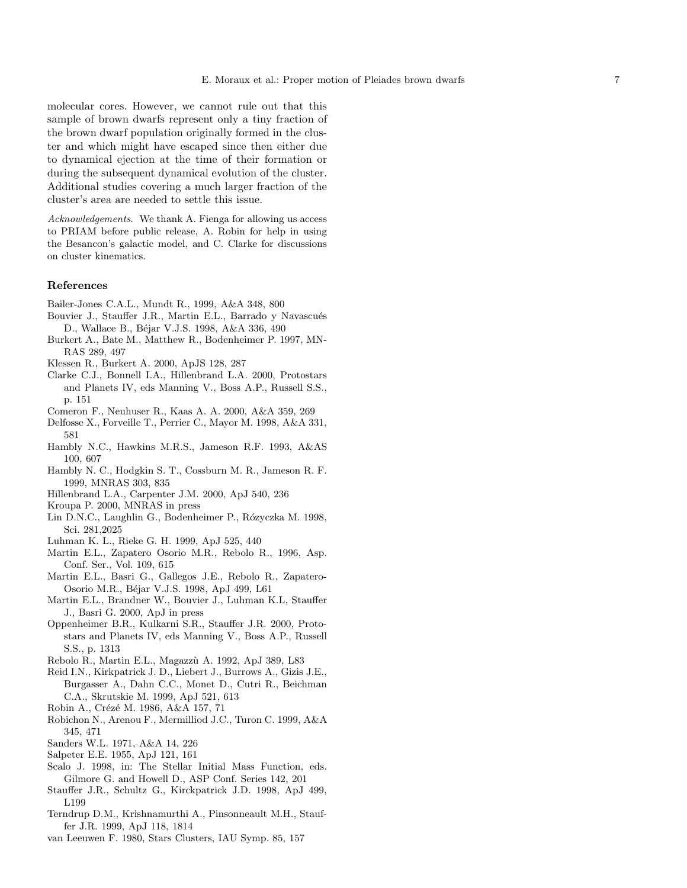molecular cores. However, we cannot rule out that this sample of brown dwarfs represent only a tiny fraction of the brown dwarf population originally formed in the cluster and which might have escaped since then either due to dynamical ejection at the time of their formation or during the subsequent dynamical evolution of the cluster. Additional studies covering a much larger fraction of the cluster's area are needed to settle this issue.

*Acknowledgements.* We thank A. Fienga for allowing us access to PRIAM before public release, A. Robin for help in using the Besancon's galactic model, and C. Clarke for discussions on cluster kinematics.

## References

- Bailer-Jones C.A.L., Mundt R., 1999, A&A 348, 800
- Bouvier J., Stauffer J.R., Martin E.L., Barrado y Navascués D., Wallace B., Béjar V.J.S. 1998, A&A 336, 490
- Burkert A., Bate M., Matthew R., Bodenheimer P. 1997, MNRAS 289, 497
- Klessen R., Burkert A. 2000, ApJS 128, 287
- Clarke C.J., Bonnell I.A., Hillenbrand L.A. 2000, Protostars and Planets IV, eds Manning V., Boss A.P., Russell S.S., p. 151
- Comeron F., Neuhuser R., Kaas A. A. 2000, A&A 359, 269
- Delfosse X., Forveille T., Perrier C., Mayor M. 1998, A&A 331, 581
- Hambly N.C., Hawkins M.R.S., Jameson R.F. 1993, A&AS 100, 607
- Hambly N. C., Hodgkin S. T., Cossburn M. R., Jameson R. F. 1999, MNRAS 303, 835
- Hillenbrand L.A., Carpenter J.M. 2000, ApJ 540, 236
- Kroupa P. 2000, MNRAS in press
- Lin D.N.C., Laughlin G., Bodenheimer P., Rózyczka M. 1998, Sci. 281,2025
- Luhman K. L., Rieke G. H. 1999, ApJ 525, 440
- Martin E.L., Zapatero Osorio M.R., Rebolo R., 1996, Asp. Conf. Ser., Vol. 109, 615
- Martin E.L., Basri G., Gallegos J.E., Rebolo R., Zapatero-Osorio M.R., Béjar V.J.S. 1998, ApJ 499, L61
- Martin E.L., Brandner W., Bouvier J., Luhman K.L, Stauffer J., Basri G. 2000, ApJ in press
- Oppenheimer B.R., Kulkarni S.R., Stauffer J.R. 2000, Protostars and Planets IV, eds Manning V., Boss A.P., Russell S.S., p. 1313
- Rebolo R., Martin E.L., Magazzù A. 1992, ApJ 389, L83
- Reid I.N., Kirkpatrick J. D., Liebert J., Burrows A., Gizis J.E., Burgasser A., Dahn C.C., Monet D., Cutri R., Beichman C.A., Skrutskie M. 1999, ApJ 521, 613
- Robin A., Crézé M. 1986, A&A 157, 71
- Robichon N., Arenou F., Mermilliod J.C., Turon C. 1999, A&A 345, 471
- Sanders W.L. 1971, A&A 14, 226
- Salpeter E.E. 1955, ApJ 121, 161
- Scalo J. 1998, in: The Stellar Initial Mass Function, eds. Gilmore G. and Howell D., ASP Conf. Series 142, 201
- Stauffer J.R., Schultz G., Kirckpatrick J.D. 1998, ApJ 499, L199
- Terndrup D.M., Krishnamurthi A., Pinsonneault M.H., Stauffer J.R. 1999, ApJ 118, 1814
- van Leeuwen F. 1980, Stars Clusters, IAU Symp. 85, 157